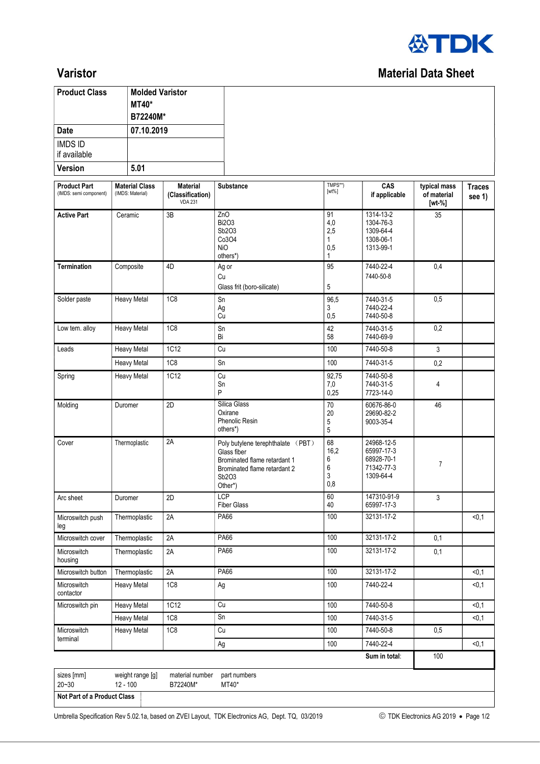# Varistor

## Material Data Sheet

| Product Class | Molded Varistor MT40* B72240M* |
|---|---|
| Date | 07.10.2019 |
| IMDS ID if available | |
| Version | 5.01 |

| Product Part (IMDS: semi component) | Material Class (IMDS: Material) | Material (Classification) VDA 231 | Substance | TMPS**) [wt%] | CAS if applicable | typical mass of material [wt-%] | Traces see 1) |
|---|---|---|---|---|---|---|---|
| **Active Part** | Ceramic | 3B | ZnO<br>Bi2O3<br>Sb2O3<br>Co3O4<br>NiO<br>others*) | 91<br>4,0<br>2,5<br>1<br>0,5<br>1 | 1314-13-2<br>1304-76-3<br>1309-64-4<br>1308-06-1<br>1313-99-1 | 35 | |
| **Termination** | Composite | 4D | Ag or<br>Cu<br>Glass frit (boro-silicate) | 95<br><br>5 | 7440-22-4<br>7440-50-8 | 0,4 | |
| Solder paste | Heavy Metal | 1C8 | Sn<br>Ag<br>Cu | 96,5<br>3<br>0,5 | 7440-31-5<br>7440-22-4<br>7440-50-8 | 0,5 | |
| Low tem. alloy | Heavy Metal | 1C8 | Sn<br>Bi | 42<br>58 | 7440-31-5<br>7440-69-9 | 0,2 | |
| Leads | Heavy Metal | 1C12 | Cu | 100 | 7440-50-8 | 3 | |
| | Heavy Metal | 1C8 | Sn | 100 | 7440-31-5 | 0,2 | |
| Spring | Heavy Metal | 1C12 | Cu<br>Sn<br>P | 92,75<br>7,0<br>0,25 | 7440-50-8<br>7440-31-5<br>7723-14-0 | 4 | |
| Molding | Duromer | 2D | Silica Glass<br>Oxirane<br>Phenolic Resin<br>others*) | 70<br>20<br>5<br>5 | 60676-86-0<br>29690-82-2<br>9003-35-4 | 46 | |
| Cover | Thermoplastic | 2A | Poly butylene terephthalate （PBT）<br>Glass fiber<br>Brominated flame retardant 1<br>Brominated flame retardant 2<br>Sb2O3<br>Other*) | 68<br>16,2<br>6<br>6<br>3<br>0,8 | 24968-12-5<br>65997-17-3<br>68928-70-1<br>71342-77-3<br>1309-64-4 | 7 | |
| Arc sheet | Duromer | 2D | LCP<br>Fiber Glass | 60<br>40 | 147310-91-9<br>65997-17-3 | 3 | |
| Microswitch push leg | Thermoplastic | 2A | PA66 | 100 | 32131-17-2 | | <0,1 |
| Microswitch cover | Thermoplastic | 2A | PA66 | 100 | 32131-17-2 | 0,1 | |
| Microswitch housing | Thermoplastic | 2A | PA66 | 100 | 32131-17-2 | 0,1 | |
| Microswitch button | Thermoplastic | 2A | PA66 | 100 | 32131-17-2 | | <0,1 |
| Microswitch contactor | Heavy Metal | 1C8 | Ag | 100 | 7440-22-4 | | <0,1 |
| Microswitch pin | Heavy Metal | 1C12 | Cu | 100 | 7440-50-8 | | <0,1 |
| | Heavy Metal | 1C8 | Sn | 100 | 7440-31-5 | | <0,1 |
| Microswitch terminal | Heavy Metal | 1C8 | Cu | 100 | 7440-50-8 | 0,5 | |
| | | | Ag | 100 | 7440-22-4 | | <0,1 |
| | | | | | **Sum in total:** | 100 | |

| sizes [mm] | weight range [g] | material number | part numbers |
|---|---|---|---|
| 20~30 | 12 - 100 | B72240M* | MT40* |

**Not Part of a Product Class**

Umbrella Specification Rev 5.02.1a, based on ZVEI Layout, TDK Electronics AG, Dept. TQ, 03/2019 © TDK Electronics AG 2019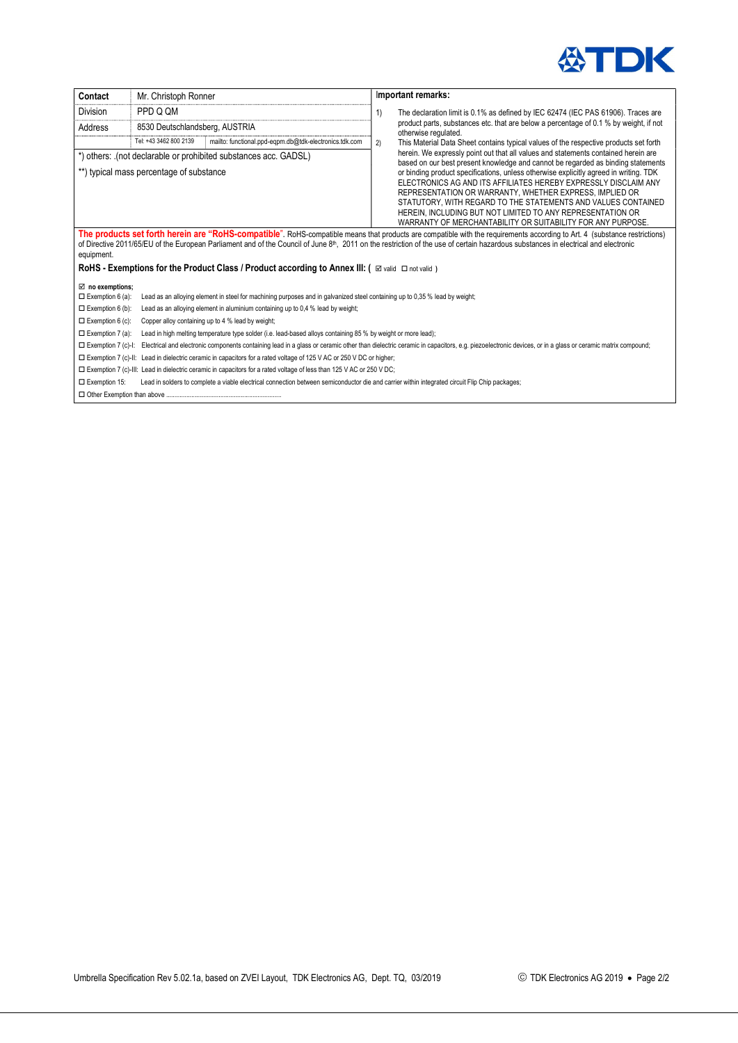| Contact | Mr. Christoph Ronner | |
|---|---|---|
| Division | PPD Q QM | |
| Address | 8530 Deutschlandsberg, AUSTRIA | |
| | Tel: +43 3462 800 2139 | mailto: functional.ppd-eqpm.db@tdk-electronics.tdk.com |

*) others: .(not declarable or prohibited substances acc. GADSL)

**) typical mass percentage of substance

**Important remarks:**

1) The declaration limit is 0.1% as defined by IEC 62474 (IEC PAS 61906). Traces are product parts, substances etc. that are below a percentage of 0.1 % by weight, if not otherwise regulated.

2) This Material Data Sheet contains typical values of the respective products set forth herein. We expressly point out that all values and statements contained herein are based on our best present knowledge and cannot be regarded as binding statements or binding product specifications, unless otherwise explicitly agreed in writing. TDK ELECTRONICS AG AND ITS AFFILIATES HEREBY EXPRESSLY DISCLAIM ANY REPRESENTATION OR WARRANTY, WHETHER EXPRESS, IMPLIED OR STATUTORY, WITH REGARD TO THE STATEMENTS AND VALUES CONTAINED HEREIN, INCLUDING BUT NOT LIMITED TO ANY REPRESENTATION OR WARRANTY OF MERCHANTABILITY OR SUITABILITY FOR ANY PURPOSE.

**The products set forth herein are "RoHS-compatible"**. RoHS-compatible means that products are compatible with the requirements according to Art. 4 (substance restrictions) of Directive 2011/65/EU of the European Parliament and of the Council of June 8th, 2011 on the restriction of the use of certain hazardous substances in electrical and electronic equipment.

**RoHS - Exemptions for the Product Class / Product according to Annex III: (** ☑ valid ☐ not valid **)**

☑ **no exemptions;**

☐ Exemption 6 (a): Lead as an alloying element in steel for machining purposes and in galvanized steel containing up to 0,35 % lead by weight;

☐ Exemption 6 (b): Lead as an alloying element in aluminium containing up to 0,4 % lead by weight;

☐ Exemption 6 (c): Copper alloy containing up to 4 % lead by weight;

☐ Exemption 7 (a): Lead in high melting temperature type solder (i.e. lead-based alloys containing 85 % by weight or more lead);

☐ Exemption 7 (c)-I: Electrical and electronic components containing lead in a glass or ceramic other than dielectric ceramic in capacitors, e.g. piezoelectronic devices, or in a glass or ceramic matrix compound;

☐ Exemption 7 (c)-II: Lead in dielectric ceramic in capacitors for a rated voltage of 125 V AC or 250 V DC or higher;

☐ Exemption 7 (c)-III: Lead in dielectric ceramic in capacitors for a rated voltage of less than 125 V AC or 250 V DC;

☐ Exemption 15: Lead in solders to complete a viable electrical connection between semiconductor die and carrier within integrated circuit Flip Chip packages;

☐ Other Exemption than above ....................................................................

Umbrella Specification Rev 5.02.1a, based on ZVEI Layout, TDK Electronics AG, Dept. TQ, 03/2019

© TDK Electronics AG 2019